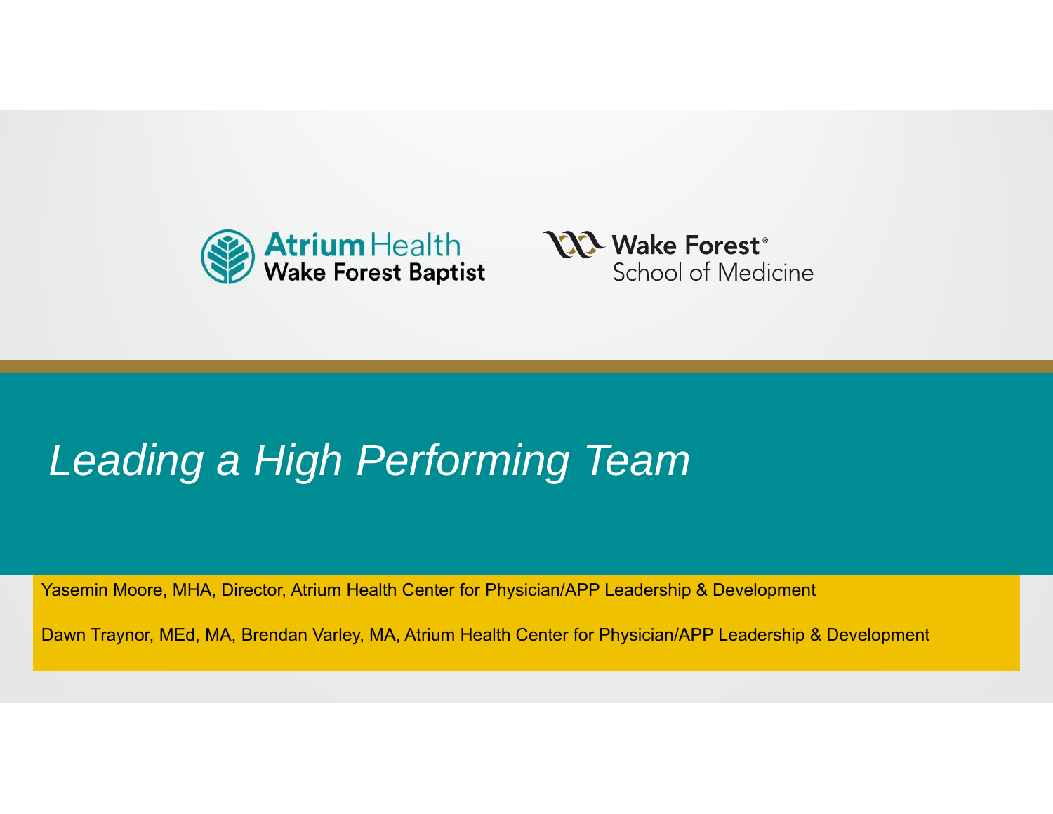Atrium Health Wake Forest Baptist

Wake Forest® School of Medicine

# *Leading a High Performing Team*

Yasemin Moore, MHA, Director, Atrium Health Center for Physician/APP Leadership & Development

Dawn Traynor, MEd, MA, Brendan Varley, MA, Atrium Health Center for Physician/APP Leadership & Development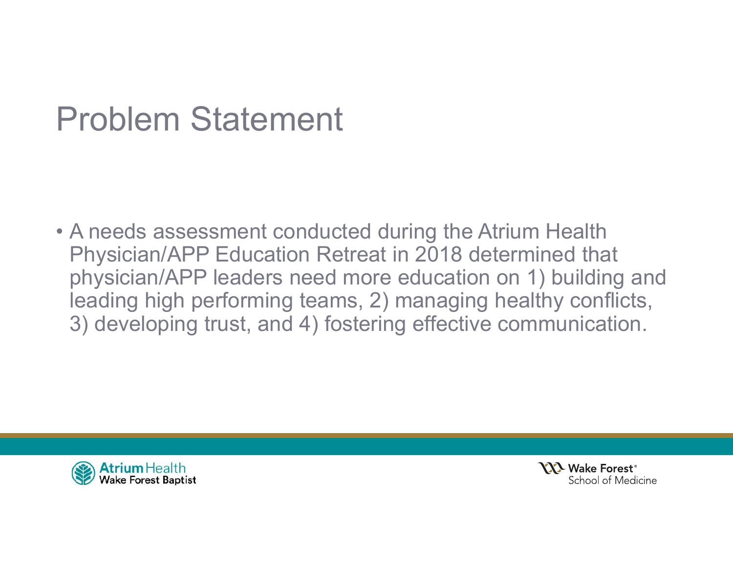# Problem Statement

- A needs assessment conducted during the Atrium Health Physician/APP Education Retreat in 2018 determined that physician/APP leaders need more education on 1) building and leading high performing teams, 2) managing healthy conflicts, 3) developing trust, and 4) fostering effective communication.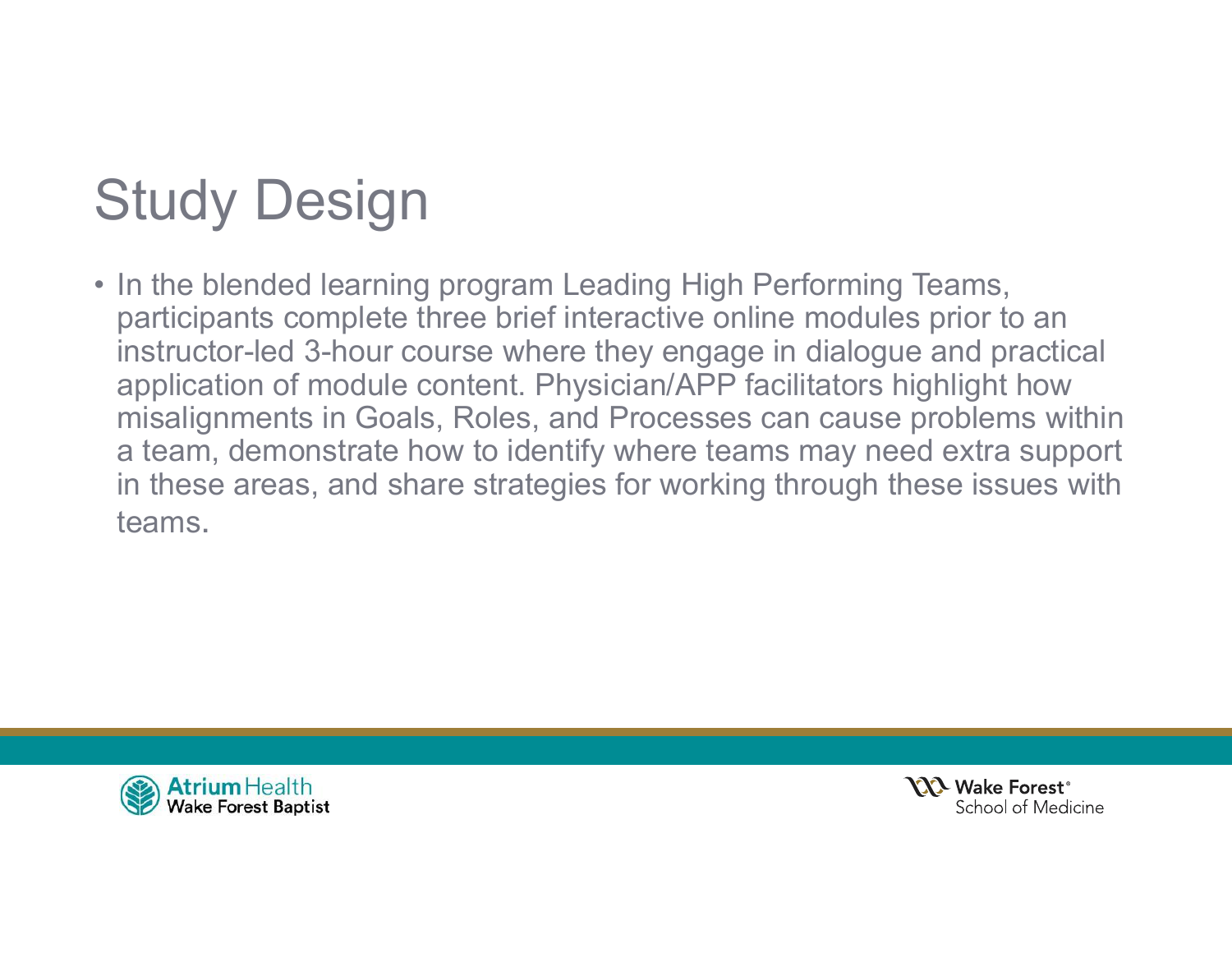# Study Design

- In the blended learning program Leading High Performing Teams, participants complete three brief interactive online modules prior to an instructor-led 3-hour course where they engage in dialogue and practical application of module content. Physician/APP facilitators highlight how misalignments in Goals, Roles, and Processes can cause problems within a team, demonstrate how to identify where teams may need extra support in these areas, and share strategies for working through these issues with teams.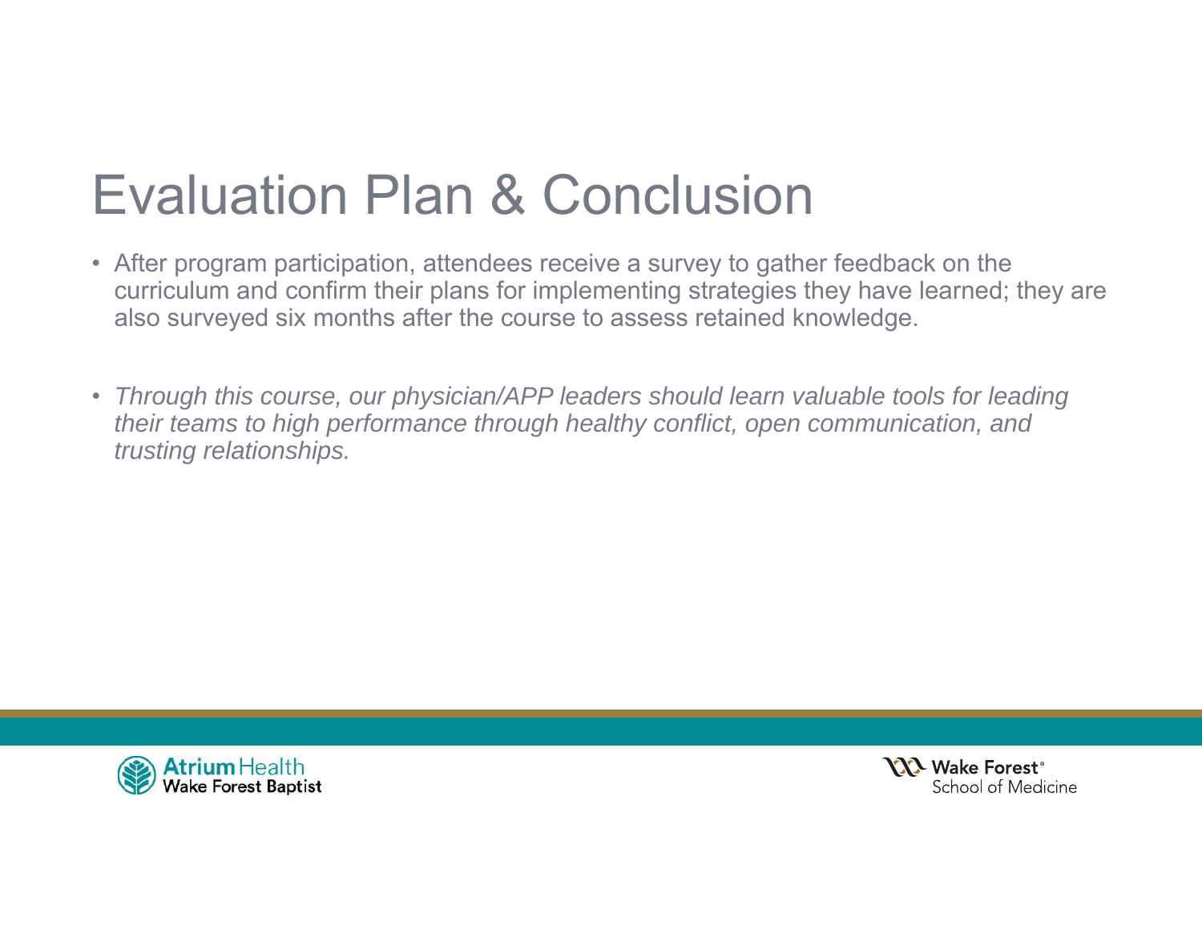# Evaluation Plan & Conclusion

- After program participation, attendees receive a survey to gather feedback on the curriculum and confirm their plans for implementing strategies they have learned; they are also surveyed six months after the course to assess retained knowledge.

- *Through this course, our physician/APP leaders should learn valuable tools for leading their teams to high performance through healthy conflict, open communication, and trusting relationships.*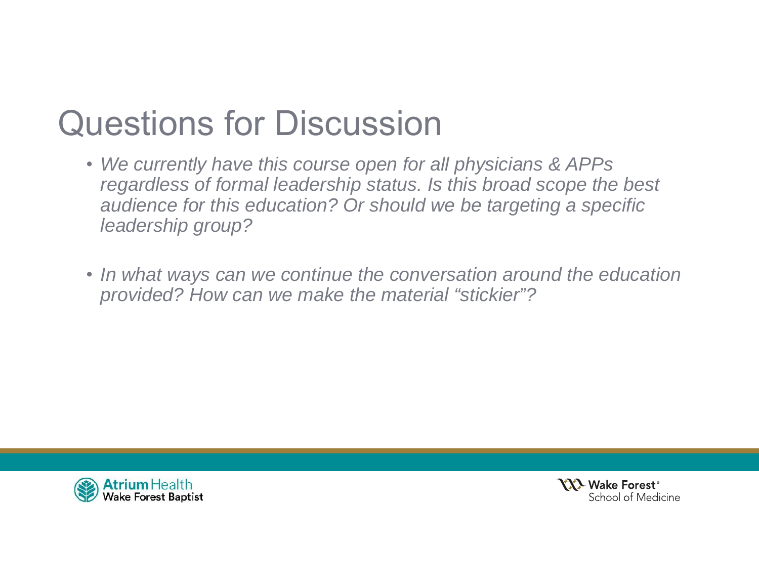# Questions for Discussion

- *We currently have this course open for all physicians & APPs regardless of formal leadership status. Is this broad scope the best audience for this education? Or should we be targeting a specific leadership group?*

- *In what ways can we continue the conversation around the education provided? How can we make the material "stickier"?*